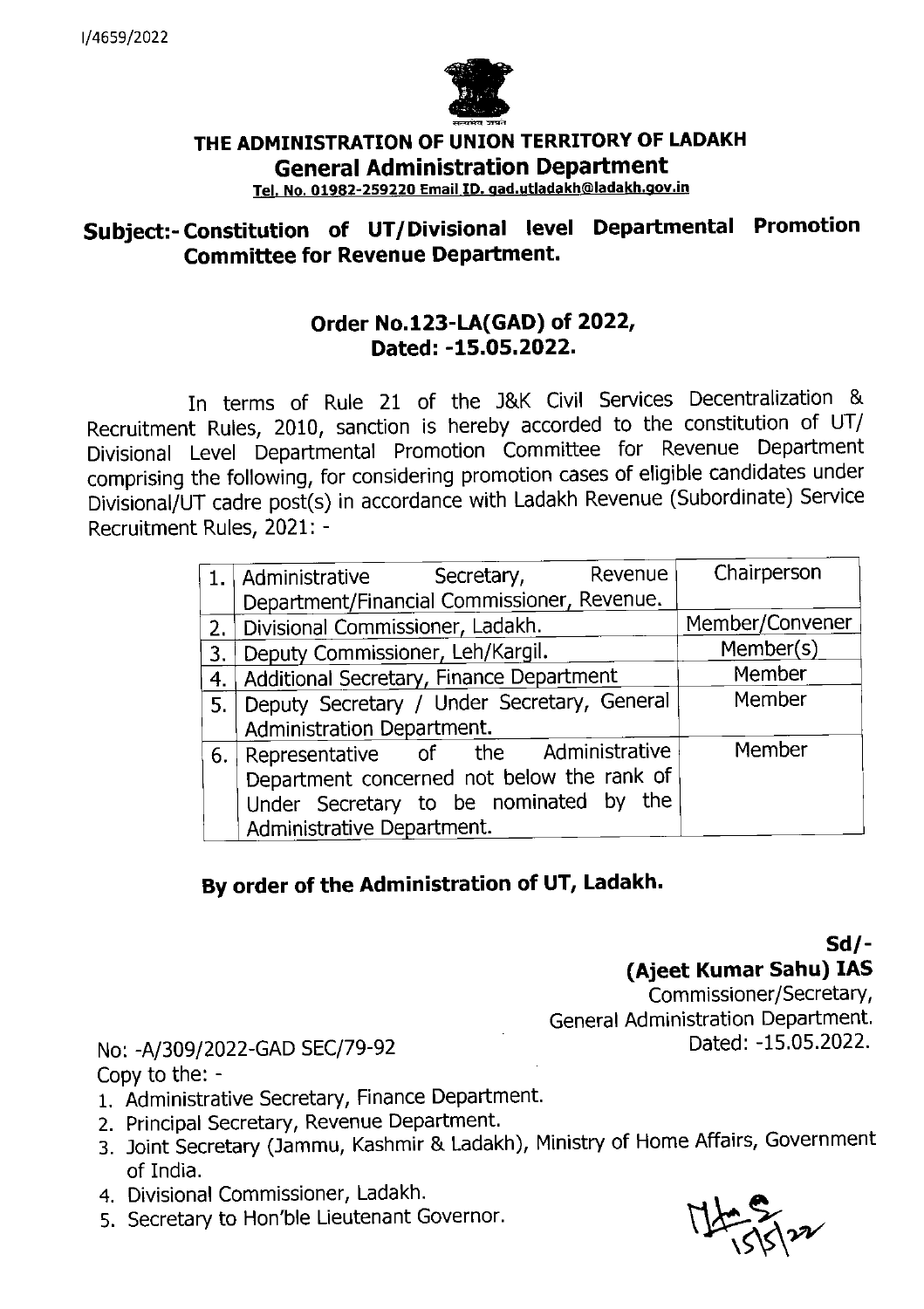I/4659/2022

# THE ADMINISTRATION OF UNION TERRITORY OF LADAKH

## General Administration Department

Tel. No. 01982-259220 Email ID. gad.utladakh@ladakh.gov.in

### Subject:- Constitution of UT/Divisional level Departmental Promotion Committee for Revenue Department.

**Order No.123-LA(GAD) of 2022,**
**Dated: -15.05.2022.**

In terms of Rule 21 of the J&K Civil Services Decentralization & Recruitment Rules, 2010, sanction is hereby accorded to the constitution of UT/ Divisional Level Departmental Promotion Committee for Revenue Department comprising the following, for considering promotion cases of eligible candidates under Divisional/UT cadre post(s) in accordance with Ladakh Revenue (Subordinate) Service Recruitment Rules, 2021: -

| | | |
|---|---|---|
| 1. | Administrative Secretary, Revenue Department/Financial Commissioner, Revenue. | Chairperson |
| 2. | Divisional Commissioner, Ladakh. | Member/Convener |
| 3. | Deputy Commissioner, Leh/Kargil. | Member(s) |
| 4. | Additional Secretary, Finance Department | Member |
| 5. | Deputy Secretary / Under Secretary, General Administration Department. | Member |
| 6. | Representative of the Administrative Department concerned not below the rank of Under Secretary to be nominated by the Administrative Department. | Member |

**By order of the Administration of UT, Ladakh.**

**Sd/-**
**(Ajeet Kumar Sahu) IAS**
Commissioner/Secretary,
General Administration Department.
Dated: -15.05.2022.

No: -A/309/2022-GAD SEC/79-92

Copy to the: -

1. Administrative Secretary, Finance Department.
2. Principal Secretary, Revenue Department.
3. Joint Secretary (Jammu, Kashmir & Ladakh), Ministry of Home Affairs, Government of India.
4. Divisional Commissioner, Ladakh.
5. Secretary to Hon'ble Lieutenant Governor.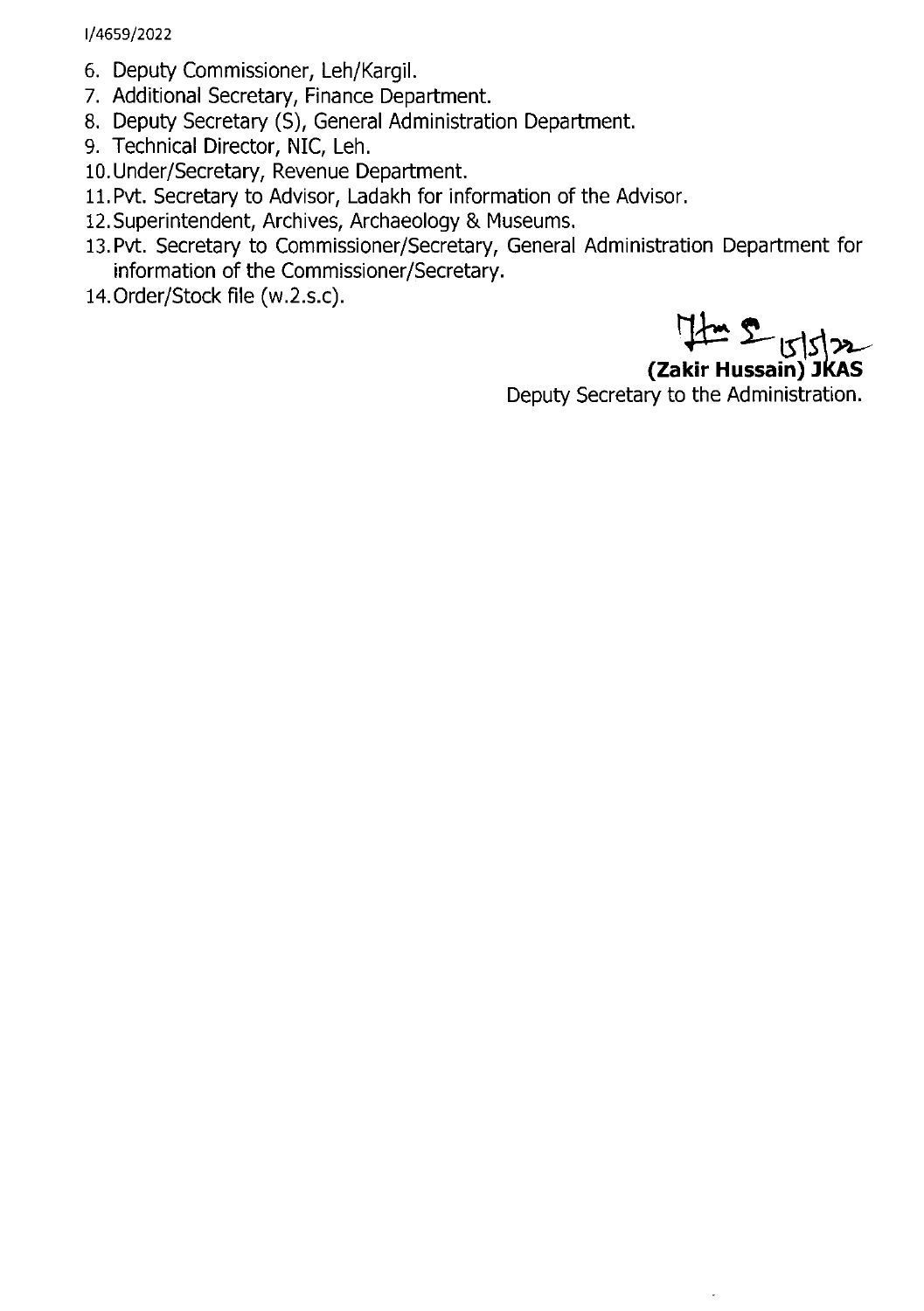I/4659/2022

6. Deputy Commissioner, Leh/Kargil.
7. Additional Secretary, Finance Department.
8. Deputy Secretary (S), General Administration Department.
9. Technical Director, NIC, Leh.
10. Under/Secretary, Revenue Department.
11. Pvt. Secretary to Advisor, Ladakh for information of the Advisor.
12. Superintendent, Archives, Archaeology & Museums.
13. Pvt. Secretary to Commissioner/Secretary, General Administration Department for information of the Commissioner/Secretary.
14. Order/Stock file (w.2.s.c).

15/5/22

**(Zakir Hussain) JKAS**
Deputy Secretary to the Administration.